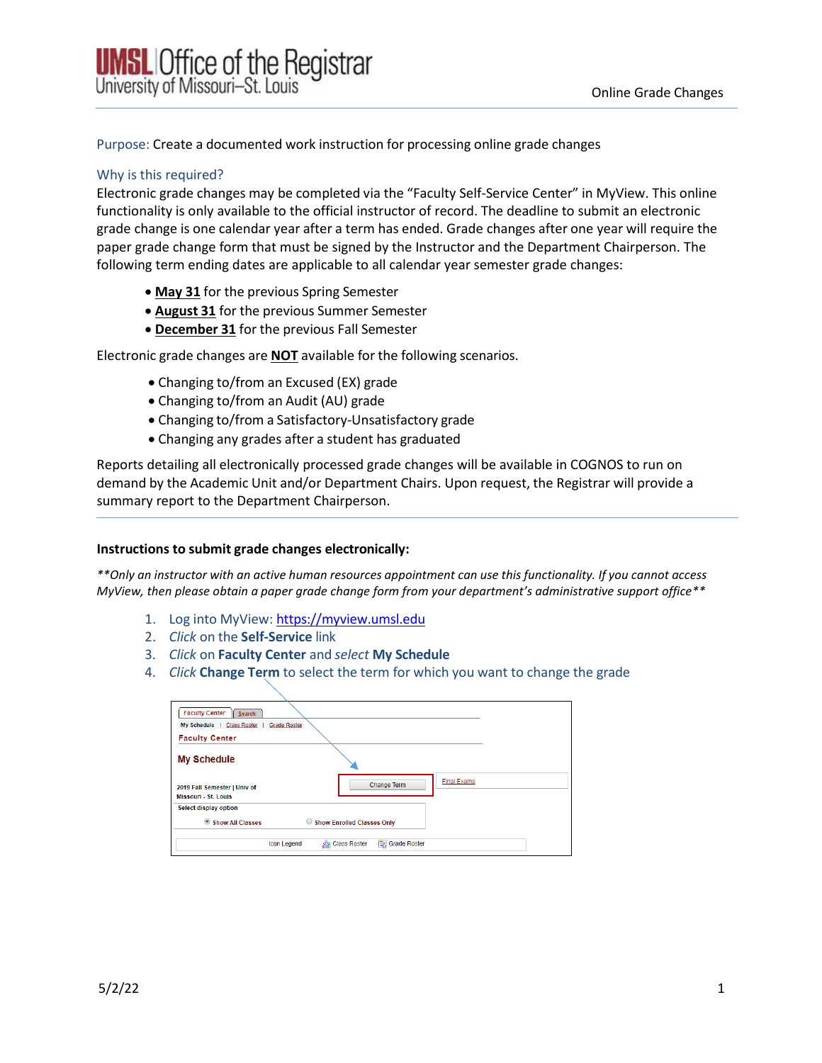**UMSL** Office of the Registrar
University of Missouri–St. Louis

Online Grade Changes

Purpose: Create a documented work instruction for processing online grade changes

Why is this required?

Electronic grade changes may be completed via the "Faculty Self-Service Center" in MyView. This online functionality is only available to the official instructor of record. The deadline to submit an electronic grade change is one calendar year after a term has ended. Grade changes after one year will require the paper grade change form that must be signed by the Instructor and the Department Chairperson. The following term ending dates are applicable to all calendar year semester grade changes:

- **May 31** for the previous Spring Semester
- **August 31** for the previous Summer Semester
- **December 31** for the previous Fall Semester

Electronic grade changes are **NOT** available for the following scenarios.

- Changing to/from an Excused (EX) grade
- Changing to/from an Audit (AU) grade
- Changing to/from a Satisfactory-Unsatisfactory grade
- Changing any grades after a student has graduated

Reports detailing all electronically processed grade changes will be available in COGNOS to run on demand by the Academic Unit and/or Department Chairs. Upon request, the Registrar will provide a summary report to the Department Chairperson.

**Instructions to submit grade changes electronically:**

*\*\*Only an instructor with an active human resources appointment can use this functionality. If you cannot access MyView, then please obtain a paper grade change form from your department's administrative support office\*\**

1. Log into MyView: https://myview.umsl.edu
2. *Click* on the **Self-Service** link
3. *Click* on **Faculty Center** and *select* **My Schedule**
4. *Click* **Change Term** to select the term for which you want to change the grade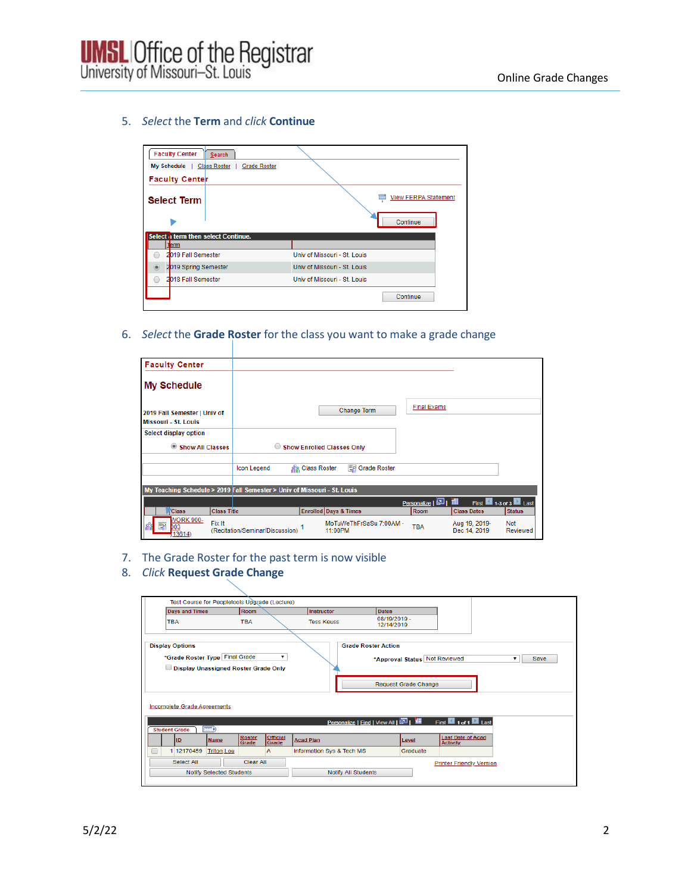5. *Select* the **Term** and *click* **Continue**

Faculty Center | Search

My Schedule | Class Roster | Grade Roster

**Faculty Center**

**Select Term**

View FERPA Statement

Continue

Select a term then select Continue.

| | Term | |
|---|---|---|
| ○ | 2019 Fall Semester | Univ of Missouri - St. Louis |
| ● | 2019 Spring Semester | Univ of Missouri - St. Louis |
| ○ | 2018 Fall Semester | Univ of Missouri - St. Louis |

Continue

6. *Select* the **Grade Roster** for the class you want to make a grade change

**Faculty Center**

**My Schedule**

2019 Fall Semester | Univ of Missouri - St. Louis

Change Term

Final Exams

Select display option

● Show All Classes ○ Show Enrolled Classes Only

Icon Legend | Class Roster | Grade Roster

My Teaching Schedule > 2019 Fall Semester > Univ of Missouri - St. Louis

Personalize | First 1-3 of 3 Last

| | Class | Class Title | Enrolled | Days & Times | Room | Class Dates | Status |
|---|---|---|---|---|---|---|---|
| | WORK 900-003 (13614) | Fix It (Recitation/Seminar/Discussion) | 1 | MoTuWeThFrSaSu 7:00AM - 11:00PM | TBA | Aug 19, 2019-Dec 14, 2019 | Not Reviewed |

7. The Grade Roster for the past term is now visible
8. *Click* **Request Grade Change**

Test Course for Peopletools Upgrade (Lecture)

| Days and Times | Room | Instructor | Dates |
|---|---|---|---|
| TBA | TBA | Tess Keuss | 08/19/2019 - 12/14/2019 |

Display Options

*Grade Roster Type: Final Grade

Display Unassigned Roster Grade Only

Grade Roster Action

*Approval Status: Not Reviewed | Save

Request Grade Change

Incomplete Grade Agreements

Personalize | Find | View All | First 1 of 1 Last

Student Grade

| | | ID | Name | Roster Grade | Official Grade | Acad Plan | Level | Last Date of Acad Activity |
|---|---|---|---|---|---|---|---|---|
| ☐ | 1 | 12170459 | Triton Lou | | A | Information Sys & Tech MS | Graduate | |

Select All | Clear All | Printer Friendly Version

Notify Selected Students | Notify All Students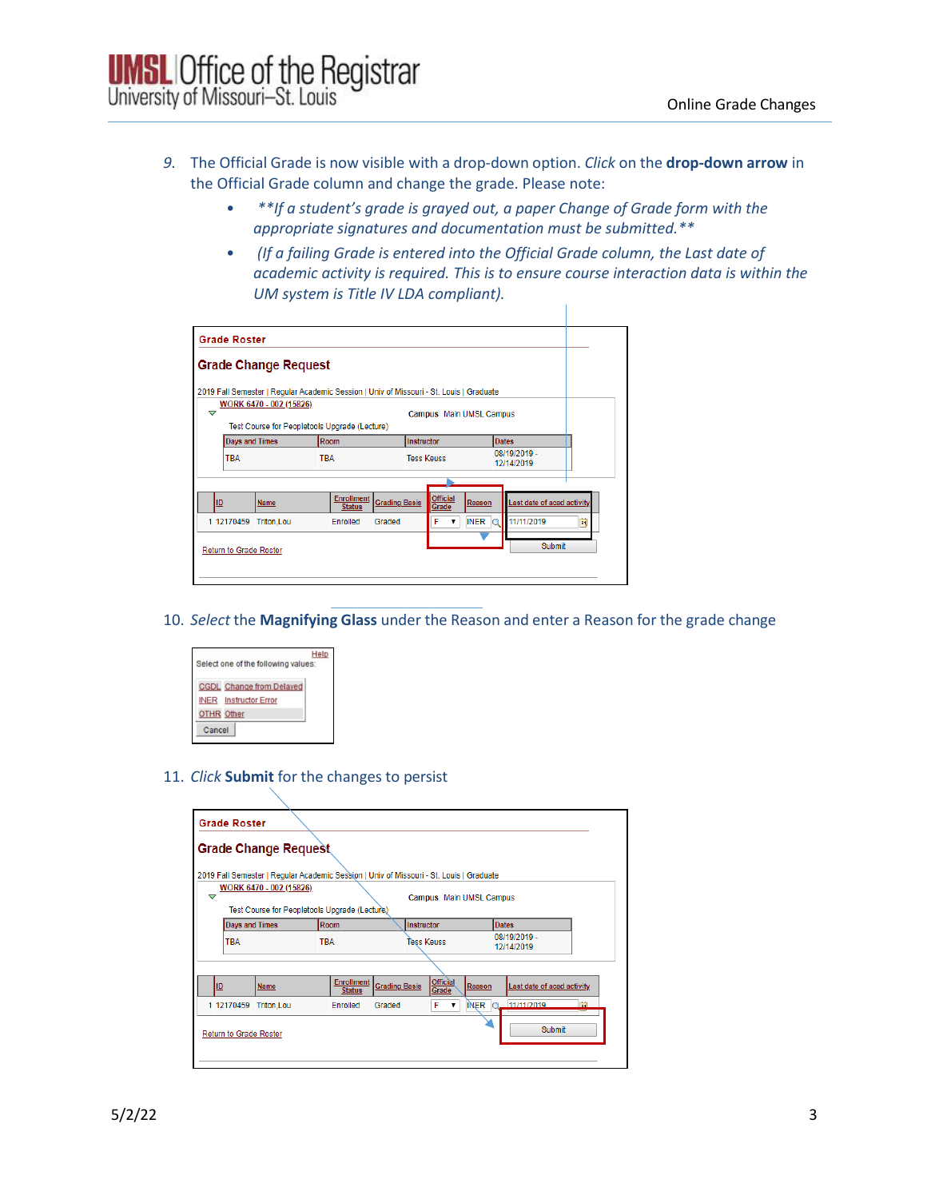9. The Official Grade is now visible with a drop-down option. *Click* on the **drop-down arrow** in the Official Grade column and change the grade. Please note:
   - *\*\*If a student's grade is grayed out, a paper Change of Grade form with the appropriate signatures and documentation must be submitted.\*\**
   - *(If a failing Grade is entered into the Official Grade column, the Last date of academic activity is required. This is to ensure course interaction data is within the UM system is Title IV LDA compliant).*

10. *Select* the **Magnifying Glass** under the Reason and enter a Reason for the grade change

11. *Click* **Submit** for the changes to persist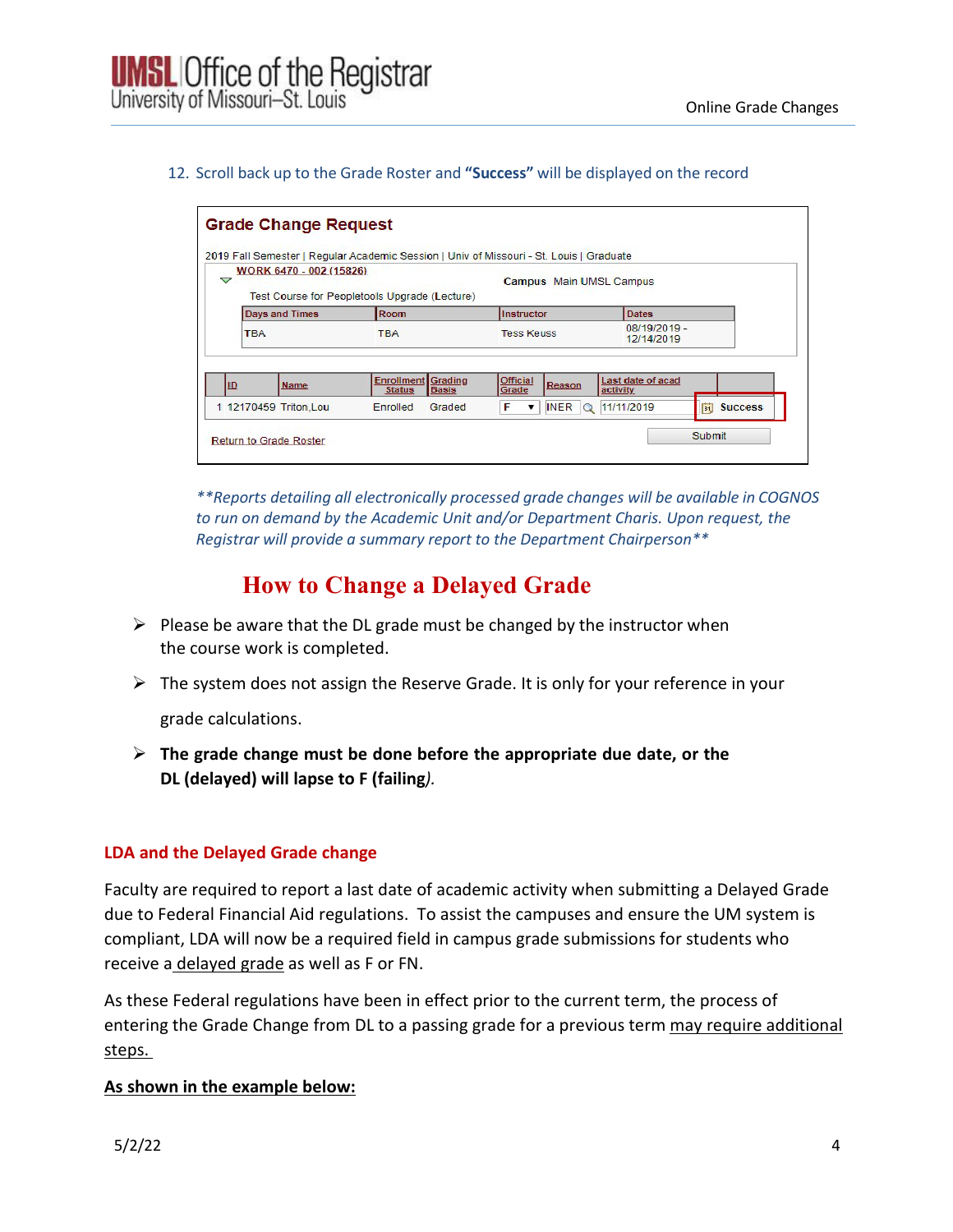12. Scroll back up to the Grade Roster and **"Success"** will be displayed on the record

**Grade Change Request**

2019 Fall Semester | Regular Academic Session | Univ of Missouri - St. Louis | Graduate

WORK 6470 - 002 (15826)

Campus Main UMSL Campus

Test Course for Peopletools Upgrade (Lecture)

| Days and Times | Room | Instructor | Dates |
|---|---|---|---|
| TBA | TBA | Tess Keuss | 08/19/2019 - 12/14/2019 |

| | ID | Name | Enrollment Status | Grading Basis | Official Grade | Reason | Last date of acad activity | |
|---|---|---|---|---|---|---|---|---|
| 1 | 12170459 | Triton,Lou | Enrolled | Graded | F | INER | 11/11/2019 | Success |

Return to Grade Roster

Submit

*\*\*Reports detailing all electronically processed grade changes will be available in COGNOS to run on demand by the Academic Unit and/or Department Charis. Upon request, the Registrar will provide a summary report to the Department Chairperson\*\**

# How to Change a Delayed Grade

- Please be aware that the DL grade must be changed by the instructor when the course work is completed.
- The system does not assign the Reserve Grade. It is only for your reference in your grade calculations.
- **The grade change must be done before the appropriate due date, or the DL (delayed) will lapse to F (failing)**.

## LDA and the Delayed Grade change

Faculty are required to report a last date of academic activity when submitting a Delayed Grade due to Federal Financial Aid regulations. To assist the campuses and ensure the UM system is compliant, LDA will now be a required field in campus grade submissions for students who receive a delayed grade as well as F or FN.

As these Federal regulations have been in effect prior to the current term, the process of entering the Grade Change from DL to a passing grade for a previous term may require additional steps.

**As shown in the example below:**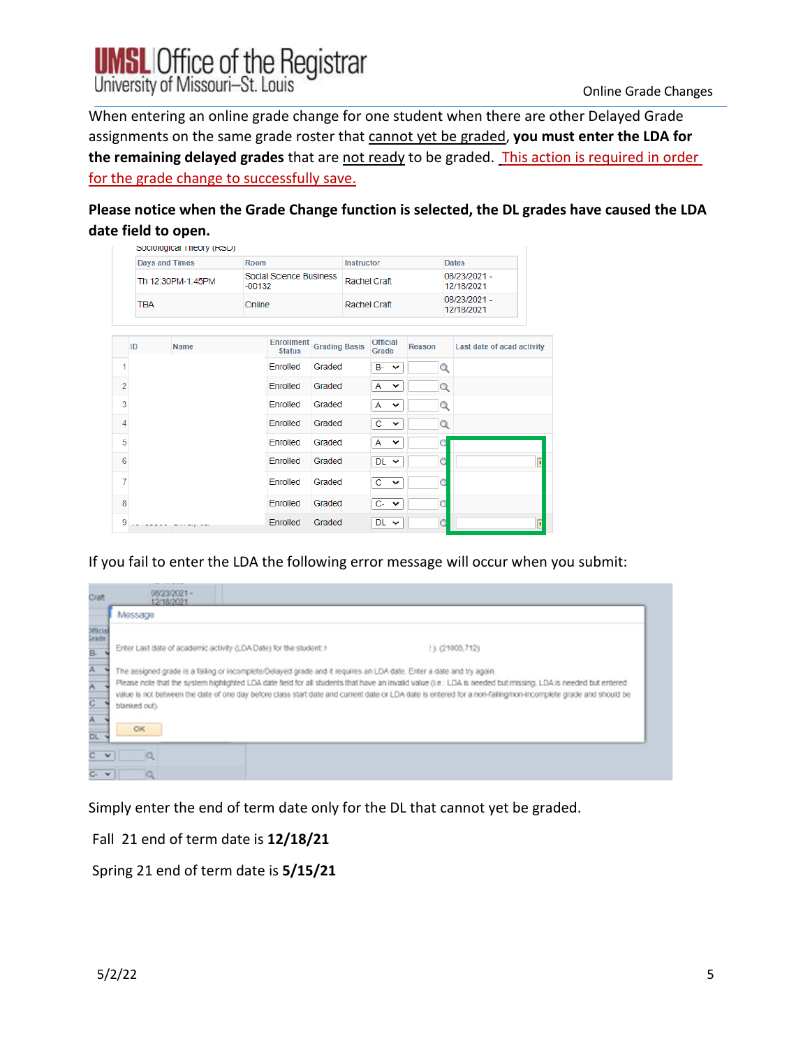When entering an online grade change for one student when there are other Delayed Grade assignments on the same grade roster that cannot yet be graded, **you must enter the LDA for the remaining delayed grades** that are not ready to be graded. This action is required in order for the grade change to successfully save.

**Please notice when the Grade Change function is selected, the DL grades have caused the LDA date field to open.**

| Days and Times | Room | Instructor | Dates |
|---|---|---|---|
| Th 12:30PM-1:45PM | Social Science Business -00132 | Rachel Craft | 08/23/2021 - 12/18/2021 |
| TBA | Online | Rachel Craft | 08/23/2021 - 12/18/2021 |

| | ID | Name | Enrollment Status | Grading Basis | Official Grade | Reason | Last date of acad activity |
|---|---|---|---|---|---|---|---|
| 1 | | | Enrolled | Graded | B- | | |
| 2 | | | Enrolled | Graded | A | | |
| 3 | | | Enrolled | Graded | A | | |
| 4 | | | Enrolled | Graded | C | | |
| 5 | | | Enrolled | Graded | A | | |
| 6 | | | Enrolled | Graded | DL | | |
| 7 | | | Enrolled | Graded | C | | |
| 8 | | | Enrolled | Graded | C- | | |
| 9 | | | Enrolled | Graded | DL | | |

If you fail to enter the LDA the following error message will occur when you submit:

Message

Enter Last date of academic activity (LDA Date) for the student: ). (21003,712)

The assigned grade is a failing or incomplete/Delayed grade and it requires an LDA date. Enter a date and try again. Please note that the system highlighted LDA date field for all students that have an invalid value (i.e.: LDA is needed but missing, LDA is needed but entered value is not between the date of one day before class start date and current date or LDA date is entered for a non-failing/non-incomplete grade and should be blanked out).

OK

Simply enter the end of term date only for the DL that cannot yet be graded.

Fall 21 end of term date is **12/18/21**

Spring 21 end of term date is **5/15/21**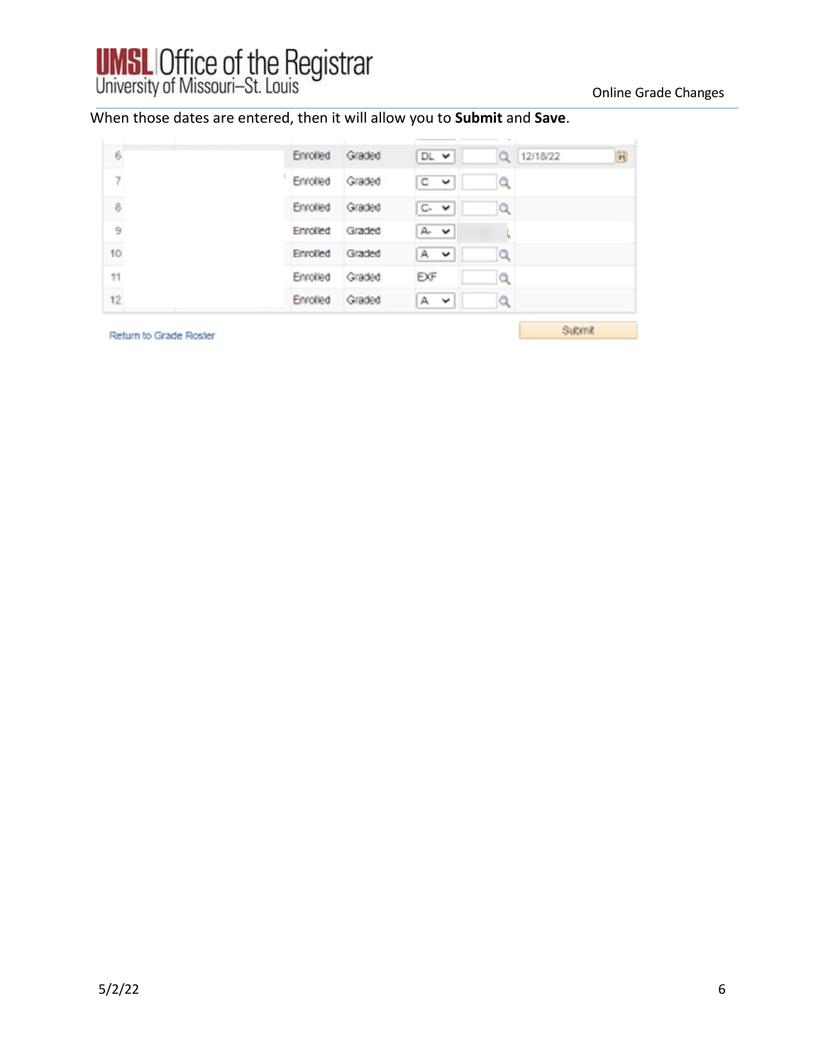When those dates are entered, then it will allow you to **Submit** and **Save**.

| | | | | | | |
|---|---|---|---|---|---|---|
| 6 | | Enrolled | Graded | DL | | 12/18/22 |
| 7 | | Enrolled | Graded | C | | |
| 8 | | Enrolled | Graded | C- | | |
| 9 | | Enrolled | Graded | A- | | |
| 10 | | Enrolled | Graded | A | | |
| 11 | | Enrolled | Graded | EXF | | |
| 12 | | Enrolled | Graded | A | | |

Return to Grade Roster

Submit